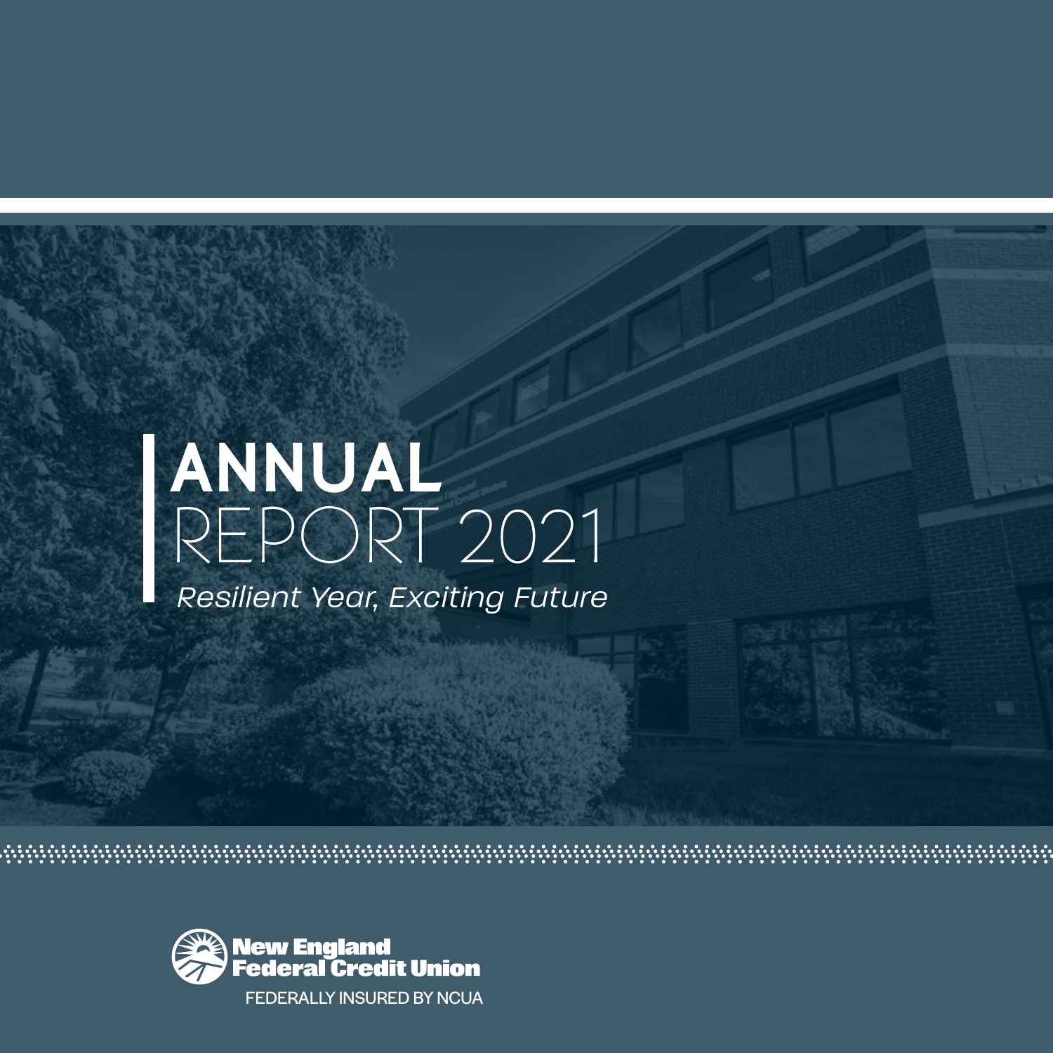# ANNUAL REPORT 2021

*Resilient Year, Exciting Future*

New England Federal Credit Union

FEDERALLY INSURED BY NCUA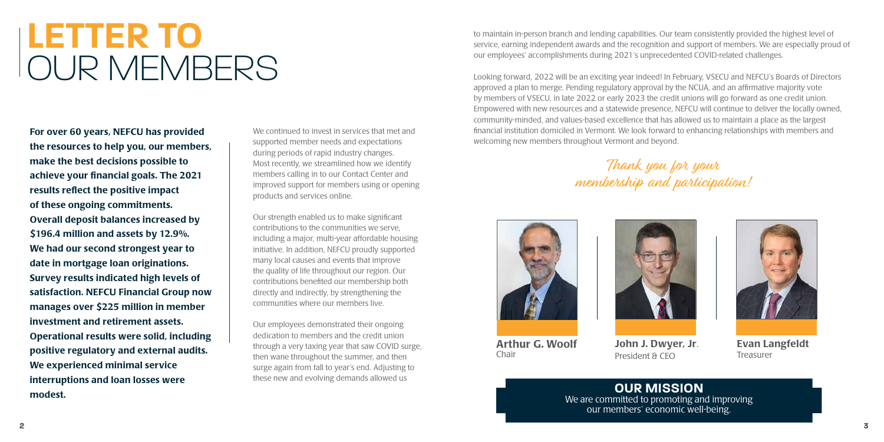# LETTER TO OUR MEMBERS

**For over 60 years, NEFCU has provided the resources to help you, our members, make the best decisions possible to achieve your financial goals. The 2021 results reflect the positive impact of these ongoing commitments. Overall deposit balances increased by $196.4 million and assets by 12.9%. We had our second strongest year to date in mortgage loan originations. Survey results indicated high levels of satisfaction. NEFCU Financial Group now manages over $225 million in member investment and retirement assets. Operational results were solid, including positive regulatory and external audits. We experienced minimal service interruptions and loan losses were modest.**

We continued to invest in services that met and supported member needs and expectations during periods of rapid industry changes. Most recently, we streamlined how we identify members calling in to our Contact Center and improved support for members using or opening products and services online.

Our strength enabled us to make significant contributions to the communities we serve, including a major, multi-year affordable housing initiative. In addition, NEFCU proudly supported many local causes and events that improve the quality of life throughout our region. Our contributions benefited our membership both directly and indirectly, by strengthening the communities where our members live.

Our employees demonstrated their ongoing dedication to members and the credit union through a very taxing year that saw COVID surge, then wane throughout the summer, and then surge again from fall to year's end. Adjusting to these new and evolving demands allowed us to maintain in-person branch and lending capabilities. Our team consistently provided the highest level of service, earning independent awards and the recognition and support of members. We are especially proud of our employees' accomplishments during 2021's unprecedented COVID-related challenges.

Looking forward, 2022 will be an exciting year indeed! In February, VSECU and NEFCU's Boards of Directors approved a plan to merge. Pending regulatory approval by the NCUA, and an affirmative majority vote by members of VSECU, in late 2022 or early 2023 the credit unions will go forward as one credit union. Empowered with new resources and a statewide presence, NEFCU will continue to deliver the locally owned, community-minded, and values-based excellence that has allowed us to maintain a place as the largest financial institution domiciled in Vermont. We look forward to enhancing relationships with members and welcoming new members throughout Vermont and beyond.

*Thank you for your membership and participation!*

**Arthur G. Woolf**
Chair

**John J. Dwyer, Jr**.
President & CEO

**Evan Langfeldt**
Treasurer

## OUR MISSION

We are committed to promoting and improving our members' economic well-being.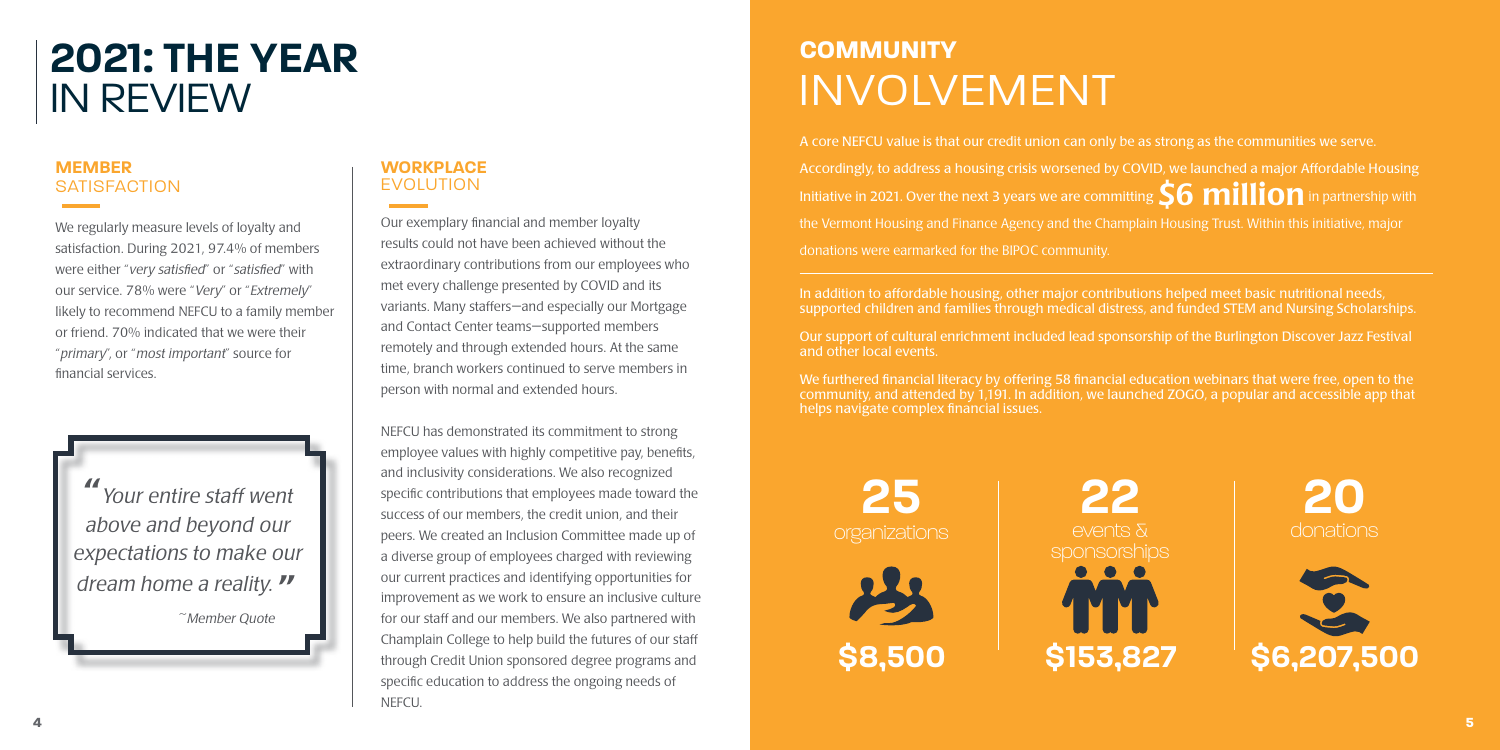# 2021: THE YEAR IN REVIEW

## MEMBER SATISFACTION

We regularly measure levels of loyalty and satisfaction. During 2021, 97.4% of members were either "*very satisfied*" or "*satisfied*" with our service. 78% were "*Very*" or "*Extremely*" likely to recommend NEFCU to a family member or friend. 70% indicated that we were their "*primary*", or "*most important*" source for financial services.

> *"Your entire staff went above and beyond our expectations to make our dream home a reality."*
>
> *~Member Quote*

## WORKPLACE EVOLUTION

Our exemplary financial and member loyalty results could not have been achieved without the extraordinary contributions from our employees who met every challenge presented by COVID and its variants. Many staffers—and especially our Mortgage and Contact Center teams—supported members remotely and through extended hours. At the same time, branch workers continued to serve members in person with normal and extended hours.

NEFCU has demonstrated its commitment to strong employee values with highly competitive pay, benefits, and inclusivity considerations. We also recognized specific contributions that employees made toward the success of our members, the credit union, and their peers. We created an Inclusion Committee made up of a diverse group of employees charged with reviewing our current practices and identifying opportunities for improvement as we work to ensure an inclusive culture for our staff and our members. We also partnered with Champlain College to help build the futures of our staff through Credit Union sponsored degree programs and specific education to address the ongoing needs of NEFCU.

# COMMUNITY INVOLVEMENT

A core NEFCU value is that our credit union can only be as strong as the communities we serve. Accordingly, to address a housing crisis worsened by COVID, we launched a major Affordable Housing Initiative in 2021. Over the next 3 years we are committing **$6 million** in partnership with the Vermont Housing and Finance Agency and the Champlain Housing Trust. Within this initiative, major donations were earmarked for the BIPOC community.

In addition to affordable housing, other major contributions helped meet basic nutritional needs, supported children and families through medical distress, and funded STEM and Nursing Scholarships.

Our support of cultural enrichment included lead sponsorship of the Burlington Discover Jazz Festival and other local events.

We furthered financial literacy by offering 58 financial education webinars that were free, open to the community, and attended by 1,191. In addition, we launched ZOGO, a popular and accessible app that helps navigate complex financial issues.

| 25 organizations | 22 events & sponsorships | 20 donations |
|---|---|---|
| **$8,500** | **$153,827** | **$6,207,500** |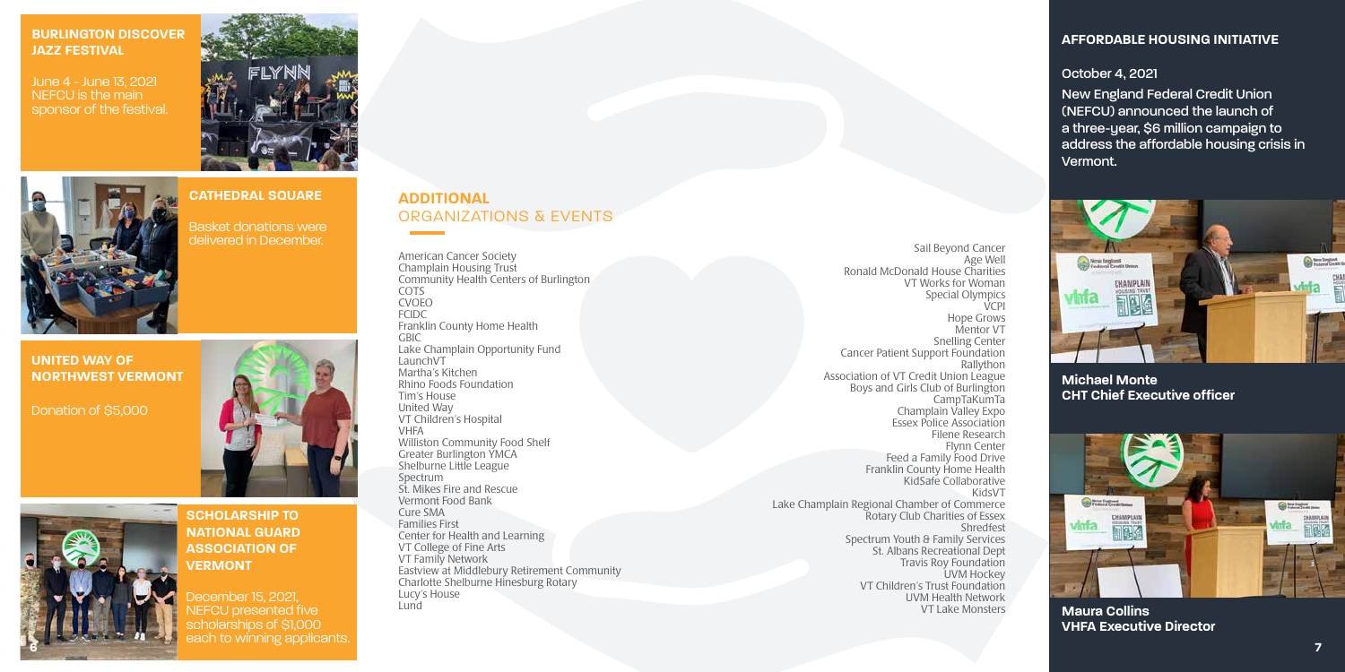## BURLINGTON DISCOVER JAZZ FESTIVAL

June 4 - June 13, 2021
NEFCU is the main sponsor of the festival.

## CATHEDRAL SQUARE

Basket donations were delivered in December.

## UNITED WAY OF NORTHWEST VERMONT

Donation of $5,000

## SCHOLARSHIP TO NATIONAL GUARD ASSOCIATION OF VERMONT

December 15, 2021, NEFCU presented five scholarships of $1,000 each to winning applicants.

## ADDITIONAL ORGANIZATIONS & EVENTS

American Cancer Society
Champlain Housing Trust
Community Health Centers of Burlington
COTS
CVOEO
FCIDC
Franklin County Home Health
GBIC
Lake Champlain Opportunity Fund
LaunchVT
Martha's Kitchen
Rhino Foods Foundation
Tim's House
United Way
VT Children's Hospital
VHFA
Williston Community Food Shelf
Greater Burlington YMCA
Shelburne Little League
Spectrum
St. Mikes Fire and Rescue
Vermont Food Bank
Cure SMA
Families First
Center for Health and Learning
VT College of Fine Arts
VT Family Network
Eastview at Middlebury Retirement Community
Charlotte Shelburne Hinesburg Rotary
Lucy's House
Lund

Sail Beyond Cancer
Age Well
Ronald McDonald House Charities
VT Works for Woman
Special Olympics
VCPI
Hope Grows
Mentor VT
Snelling Center
Cancer Patient Support Foundation
Rallython
Association of VT Credit Union League
Boys and Girls Club of Burlington
CampTaKumTa
Champlain Valley Expo
Essex Police Association
Filene Research
Flynn Center
Feed a Family Food Drive
Franklin County Home Health
KidSafe Collaborative
KidsVT
Lake Champlain Regional Chamber of Commerce
Rotary Club Charities of Essex
Shredfest
Spectrum Youth & Family Services
St. Albans Recreational Dept
Travis Roy Foundation
UVM Hockey
VT Children's Trust Foundation
UVM Health Network
VT Lake Monsters

## AFFORDABLE HOUSING INITIATIVE

October 4, 2021

New England Federal Credit Union (NEFCU) announced the launch of a three-year, $6 million campaign to address the affordable housing crisis in Vermont.

**Michael Monte**
**CHT Chief Executive officer**

**Maura Collins**
**VHFA Executive Director**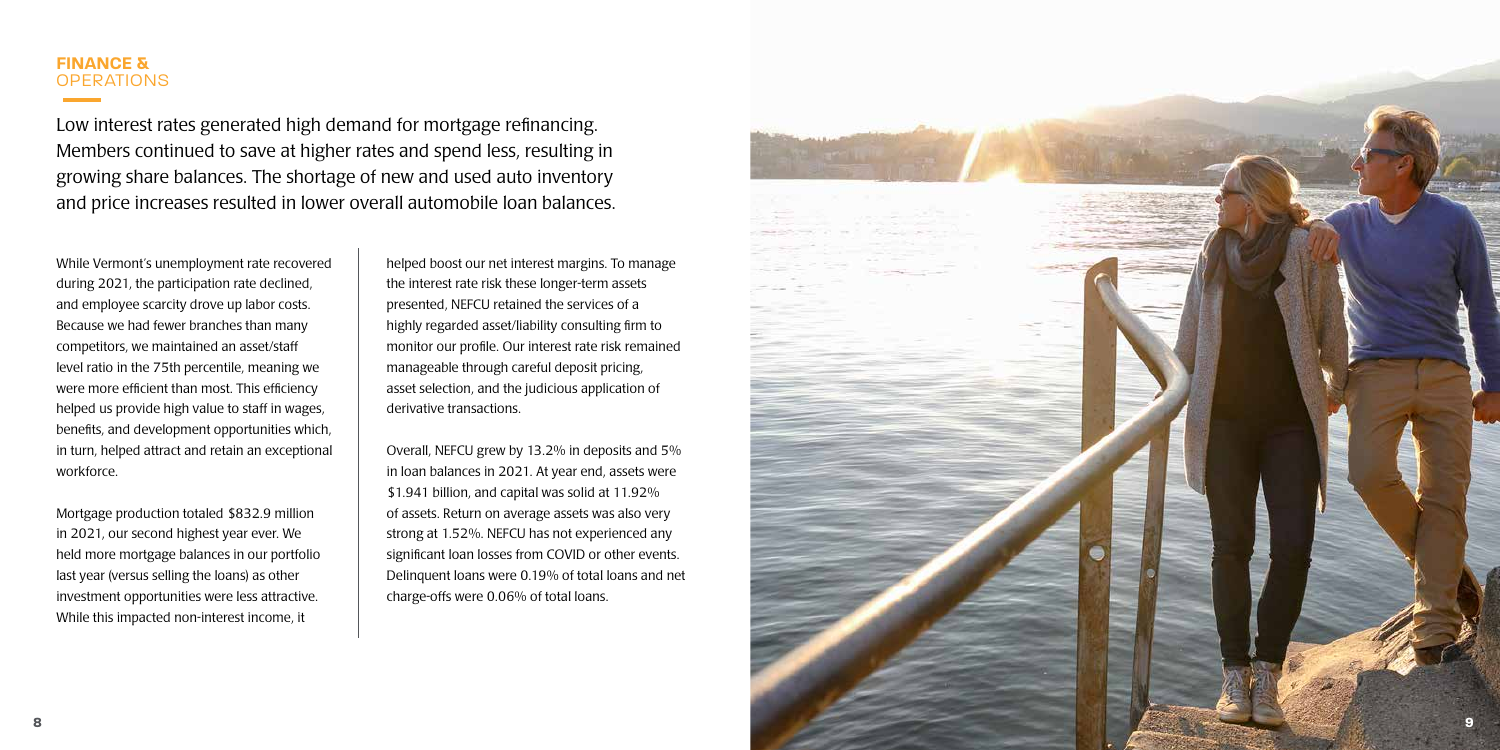## FINANCE & OPERATIONS

Low interest rates generated high demand for mortgage refinancing. Members continued to save at higher rates and spend less, resulting in growing share balances. The shortage of new and used auto inventory and price increases resulted in lower overall automobile loan balances.

While Vermont's unemployment rate recovered during 2021, the participation rate declined, and employee scarcity drove up labor costs. Because we had fewer branches than many competitors, we maintained an asset/staff level ratio in the 75th percentile, meaning we were more efficient than most. This efficiency helped us provide high value to staff in wages, benefits, and development opportunities which, in turn, helped attract and retain an exceptional workforce.

Mortgage production totaled $832.9 million in 2021, our second highest year ever. We held more mortgage balances in our portfolio last year (versus selling the loans) as other investment opportunities were less attractive. While this impacted non-interest income, it helped boost our net interest margins. To manage the interest rate risk these longer-term assets presented, NEFCU retained the services of a highly regarded asset/liability consulting firm to monitor our profile. Our interest rate risk remained manageable through careful deposit pricing, asset selection, and the judicious application of derivative transactions.

Overall, NEFCU grew by 13.2% in deposits and 5% in loan balances in 2021. At year end, assets were $1.941 billion, and capital was solid at 11.92% of assets. Return on average assets was also very strong at 1.52%. NEFCU has not experienced any significant loan losses from COVID or other events. Delinquent loans were 0.19% of total loans and net charge-offs were 0.06% of total loans.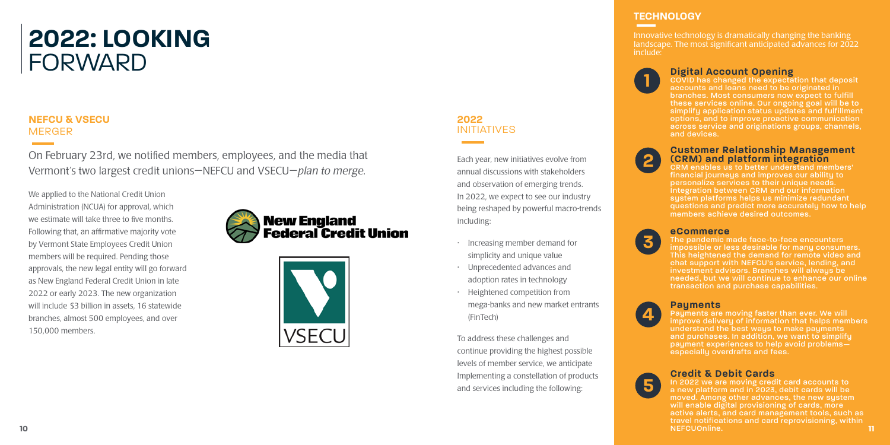# 2022: LOOKING FORWARD

## NEFCU & VSECU MERGER

On February 23rd, we notified members, employees, and the media that Vermont's two largest credit unions—NEFCU and VSECU—*plan to merge*.

We applied to the National Credit Union Administration (NCUA) for approval, which we estimate will take three to five months. Following that, an affirmative majority vote by Vermont State Employees Credit Union members will be required. Pending those approvals, the new legal entity will go forward as New England Federal Credit Union in late 2022 or early 2023. The new organization will include $3 billion in assets, 16 statewide branches, almost 500 employees, and over 150,000 members.

New England Federal Credit Union

VSECU

## 2022 INITIATIVES

Each year, new initiatives evolve from annual discussions with stakeholders and observation of emerging trends. In 2022, we expect to see our industry being reshaped by powerful macro-trends including:

- Increasing member demand for simplicity and unique value
- Unprecedented advances and adoption rates in technology
- Heightened competition from mega-banks and new market entrants (FinTech)

To address these challenges and continue providing the highest possible levels of member service, we anticipate Implementing a constellation of products and services including the following:

## TECHNOLOGY

Innovative technology is dramatically changing the banking landscape. The most significant anticipated advances for 2022 include:

### 1 Digital Account Opening

COVID has changed the expectation that deposit accounts and loans need to be originated in branches. Most consumers now expect to fulfill these services online. Our ongoing goal will be to simplify application status updates and fulfillment options, and to improve proactive communication across service and originations groups, channels, and devices.

### 2 Customer Relationship Management (CRM) and platform integration

CRM enables us to better understand members' financial journeys and improves our ability to personalize services to their unique needs. Integration between CRM and our information system platforms helps us minimize redundant questions and predict more accurately how to help members achieve desired outcomes.

### 3 eCommerce

The pandemic made face-to-face encounters impossible or less desirable for many consumers. This heightened the demand for remote video and chat support with NEFCU's service, lending, and investment advisors. Branches will always be needed, but we will continue to enhance our online transaction and purchase capabilities.

### 4 Payments

Payments are moving faster than ever. We will improve delivery of information that helps members understand the best ways to make payments and purchases. In addition, we want to simplify payment experiences to help avoid problems—especially overdrafts and fees.

### 5 Credit & Debit Cards

In 2022 we are moving credit card accounts to a new platform and in 2023, debit cards will be moved. Among other advances, the new system will enable digital provisioning of cards, more active alerts, and card management tools, such as travel notifications and card reprovisioning, within NEFCUOnline.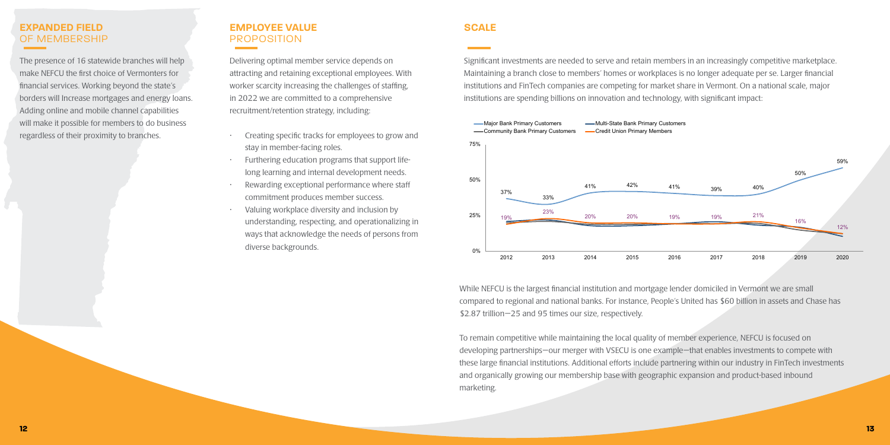## EXPANDED FIELD OF MEMBERSHIP

The presence of 16 statewide branches will help make NEFCU the first choice of Vermonters for financial services. Working beyond the state's borders will Increase mortgages and energy loans. Adding online and mobile channel capabilities will make it possible for members to do business regardless of their proximity to branches.

## EMPLOYEE VALUE PROPOSITION

Delivering optimal member service depends on attracting and retaining exceptional employees. With worker scarcity increasing the challenges of staffing, in 2022 we are committed to a comprehensive recruitment/retention strategy, including:

- Creating specific tracks for employees to grow and stay in member-facing roles.
- Furthering education programs that support life-long learning and internal development needs.
- Rewarding exceptional performance where staff commitment produces member success.
- Valuing workplace diversity and inclusion by understanding, respecting, and operationalizing in ways that acknowledge the needs of persons from diverse backgrounds.

## SCALE

Significant investments are needed to serve and retain members in an increasingly competitive marketplace. Maintaining a branch close to members' homes or workplaces is no longer adequate per se. Larger financial institutions and FinTech companies are competing for market share in Vermont. On a national scale, major institutions are spending billions on innovation and technology, with significant impact:

While NEFCU is the largest financial institution and mortgage lender domiciled in Vermont we are small compared to regional and national banks. For instance, People's United has $60 billion in assets and Chase has $2.87 trillion—25 and 95 times our size, respectively.

To remain competitive while maintaining the local quality of member experience, NEFCU is focused on developing partnerships—our merger with VSECU is one example—that enables investments to compete with these large financial institutions. Additional efforts include partnering within our industry in FinTech investments and organically growing our membership base with geographic expansion and product-based inbound marketing.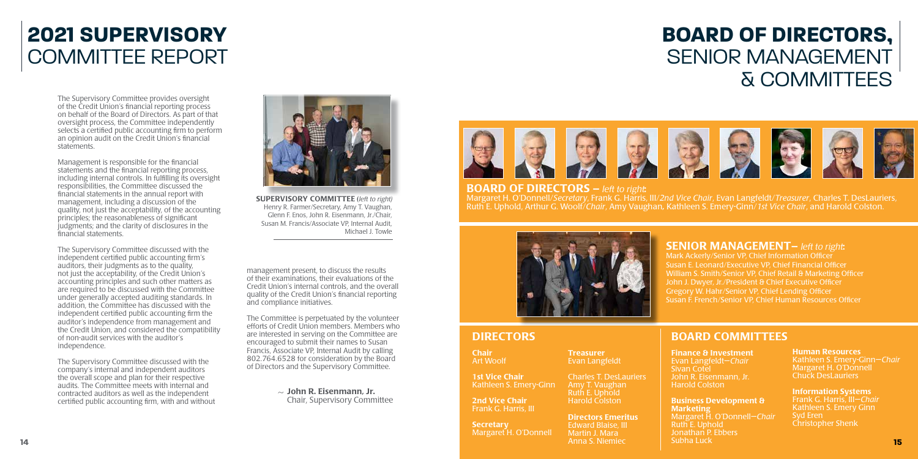# 2021 SUPERVISORY COMMITTEE REPORT

The Supervisory Committee provides oversight of the Credit Union's financial reporting process on behalf of the Board of Directors. As part of that oversight process, the Committee independently selects a certified public accounting firm to perform an opinion audit on the Credit Union's financial statements.

Management is responsible for the financial statements and the financial reporting process, including internal controls. In fulfilling its oversight responsibilities, the Committee discussed the financial statements in the annual report with management, including a discussion of the quality, not just the acceptability, of the accounting principles; the reasonableness of significant judgments; and the clarity of disclosures in the financial statements.

The Supervisory Committee discussed with the independent certified public accounting firm's auditors, their judgments as to the quality, not just the acceptability, of the Credit Union's accounting principles and such other matters as are required to be discussed with the Committee under generally accepted auditing standards. In addition, the Committee has discussed with the independent certified public accounting firm the auditor's independence from management and the Credit Union, and considered the compatibility of non-audit services with the auditor's independence.

The Supervisory Committee discussed with the company's internal and independent auditors the overall scope and plan for their respective audits. The Committee meets with internal and contracted auditors as well as the independent certified public accounting firm, with and without management present, to discuss the results of their examinations, their evaluations of the Credit Union's internal controls, and the overall quality of the Credit Union's financial reporting and compliance initiatives.

The Committee is perpetuated by the volunteer efforts of Credit Union members. Members who are interested in serving on the Committee are encouraged to submit their names to Susan Francis, Associate VP, Internal Audit by calling 802.764.6528 for consideration by the Board of Directors and the Supervisory Committee.

~ **John R. Eisenmann, Jr.**
Chair, Supervisory Committee

**SUPERVISORY COMMITTEE** (*left to right*) Henry R. Farmer/Secretary, Amy T. Vaughan, Glenn F. Enos, John R. Eisenmann, Jr./Chair, Susan M. Francis/Associate VP, Internal Audit, Michael J. Towle

# BOARD OF DIRECTORS, SENIOR MANAGEMENT & COMMITTEES

## BOARD OF DIRECTORS – *left to right*:

Margaret H. O'Donnell/*Secretary*, Frank G. Harris, III/*2nd Vice Chair*, Evan Langfeldt/*Treasurer*, Charles T. DesLauriers, Ruth E. Uphold, Arthur G. Woolf/*Chair*, Amy Vaughan, Kathleen S. Emery-Ginn/*1st Vice Chair*, and Harold Colston.

## SENIOR MANAGEMENT– *left to right*:

Mark Ackerly/Senior VP, Chief Information Officer
Susan E. Leonard/Executive VP, Chief Financial Officer
William S. Smith/Senior VP, Chief Retail & Marketing Officer
John J. Dwyer, Jr./President & Chief Executive Officer
Gregory W. Hahr/Senior VP, Chief Lending Officer
Susan F. French/Senior VP, Chief Human Resources Officer

## DIRECTORS

**Chair**
Art Woolf

**1st Vice Chair**
Kathleen S. Emery-Ginn

**2nd Vice Chair**
Frank G. Harris, III

**Secretary**
Margaret H. O'Donnell

**Treasurer**
Evan Langfeldt

Charles T. DesLauriers
Amy T. Vaughan
Ruth E. Uphold
Harold Colston

**Directors Emeritus**
Edward Blaise, III
Martin J. Mara
Anna S. Niemiec

## BOARD COMMITTEES

**Finance & Investment**
Evan Langfeldt—*Chair*
Sivan Cotel
John R. Eisenmann, Jr.
Harold Colston

**Business Development & Marketing**
Margaret H. O'Donnell—*Chair*
Ruth E. Uphold
Jonathan P. Ebbers
Subha Luck

**Human Resources**
Kathleen S. Emery-Ginn—*Chair*
Margaret H. O'Donnell
Chuck DesLauriers

**Information Systems**
Frank G. Harris, III—*Chair*
Kathleen S. Emery Ginn
Syd Eren
Christopher Shenk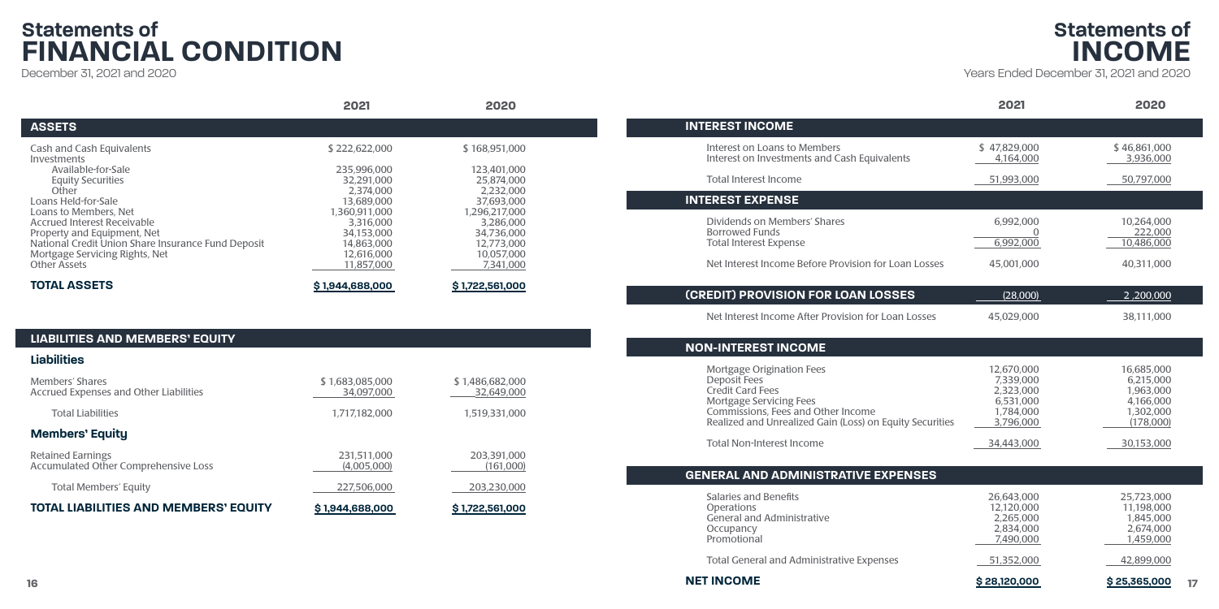# Statements of FINANCIAL CONDITION

December 31, 2021 and 2020

| | 2021 | 2020 |
|---|---|---|
| **ASSETS** | | |
| Cash and Cash Equivalents | $ 222,622,000 | $ 168,951,000 |
| Investments | | |
| Available-for-Sale | 235,996,000 | 123,401,000 |
| Equity Securities | 32,291,000 | 25,874,000 |
| Other | 2,374,000 | 2,232,000 |
| Loans Held-for-Sale | 13,689,000 | 37,693,000 |
| Loans to Members, Net | 1,360,911,000 | 1,296,217,000 |
| Accrued Interest Receivable | 3,316,000 | 3,286,000 |
| Property and Equipment, Net | 34,153,000 | 34,736,000 |
| National Credit Union Share Insurance Fund Deposit | 14,863,000 | 12,773,000 |
| Mortgage Servicing Rights, Net | 12,616,000 | 10,057,000 |
| Other Assets | 11,857,000 | 7,341,000 |
| **TOTAL ASSETS** | **$ 1,944,688,000** | **$ 1,722,561,000** |

| | 2021 | 2020 |
|---|---|---|
| **LIABILITIES AND MEMBERS' EQUITY** | | |
| **Liabilities** | | |
| Members' Shares | $ 1,683,085,000 | $ 1,486,682,000 |
| Accrued Expenses and Other Liabilities | 34,097,000 | 32,649,000 |
| Total Liabilities | 1,717,182,000 | 1,519,331,000 |
| **Members' Equity** | | |
| Retained Earnings | 231,511,000 | 203,391,000 |
| Accumulated Other Comprehensive Loss | (4,005,000) | (161,000) |
| Total Members' Equity | 227,506,000 | 203,230,000 |
| **TOTAL LIABILITIES AND MEMBERS' EQUITY** | **$ 1,944,688,000** | **$ 1,722,561,000** |

# Statements of INCOME

Years Ended December 31, 2021 and 2020

| | 2021 | 2020 |
|---|---|---|
| **INTEREST INCOME** | | |
| Interest on Loans to Members | $ 47,829,000 | $ 46,861,000 |
| Interest on Investments and Cash Equivalents | 4,164,000 | 3,936,000 |
| Total Interest Income | 51,993,000 | 50,797,000 |
| **INTEREST EXPENSE** | | |
| Dividends on Members' Shares | 6,992,000 | 10,264,000 |
| Borrowed Funds | 0 | 222,000 |
| Total Interest Expense | 6,992,000 | 10,486,000 |
| Net Interest Income Before Provision for Loan Losses | 45,001,000 | 40,311,000 |
| **(CREDIT) PROVISION FOR LOAN LOSSES** | (28,000) | 2 ,200,000 |
| Net Interest Income After Provision for Loan Losses | 45,029,000 | 38,111,000 |
| **NON-INTEREST INCOME** | | |
| Mortgage Origination Fees | 12,670,000 | 16,685,000 |
| Deposit Fees | 7,339,000 | 6,215,000 |
| Credit Card Fees | 2,323,000 | 1,963,000 |
| Mortgage Servicing Fees | 6,531,000 | 4,166,000 |
| Commissions, Fees and Other Income | 1,784,000 | 1,302,000 |
| Realized and Unrealized Gain (Loss) on Equity Securities | 3,796,000 | (178,000) |
| Total Non-Interest Income | 34,443,000 | 30,153,000 |
| **GENERAL AND ADMINISTRATIVE EXPENSES** | | |
| Salaries and Benefits | 26,643,000 | 25,723,000 |
| Operations | 12,120,000 | 11,198,000 |
| General and Administrative | 2,265,000 | 1,845,000 |
| Occupancy | 2,834,000 | 2,674,000 |
| Promotional | 7,490,000 | 1,459,000 |
| Total General and Administrative Expenses | 51,352,000 | 42,899,000 |
| **NET INCOME** | **$ 28,120,000** | **$ 25,365,000** |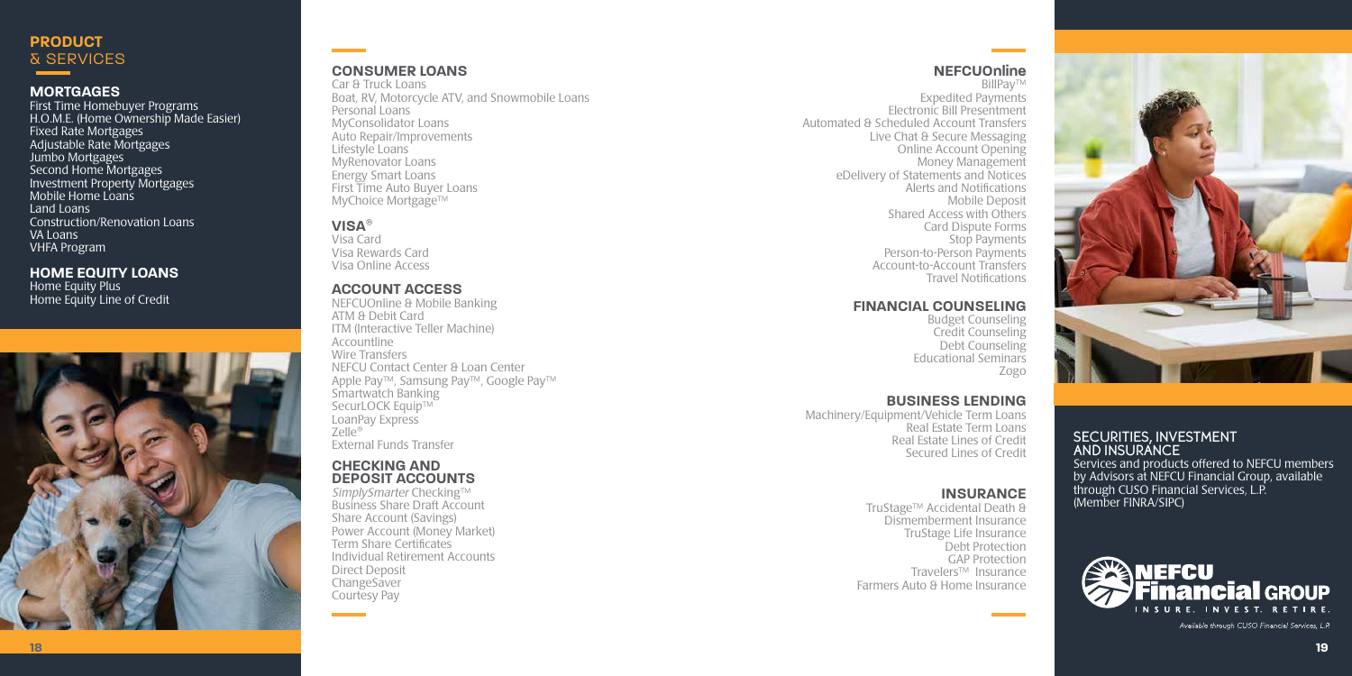# PRODUCT & SERVICES

## MORTGAGES

First Time Homebuyer Programs
H.O.M.E. (Home Ownership Made Easier)
Fixed Rate Mortgages
Adjustable Rate Mortgages
Jumbo Mortgages
Second Home Mortgages
Investment Property Mortgages
Mobile Home Loans
Land Loans
Construction/Renovation Loans
VA Loans
VHFA Program

## HOME EQUITY LOANS

Home Equity Plus
Home Equity Line of Credit

## CONSUMER LOANS

Car & Truck Loans
Boat, RV, Motorcycle ATV, and Snowmobile Loans
Personal Loans
MyConsolidator Loans
Auto Repair/Improvements
Lifestyle Loans
MyRenovator Loans
Energy Smart Loans
First Time Auto Buyer Loans
MyChoice Mortgage™

## VISA®

Visa Card
Visa Rewards Card
Visa Online Access

## ACCOUNT ACCESS

NEFCUOnline & Mobile Banking
ATM & Debit Card
ITM (Interactive Teller Machine)
Accountline
Wire Transfers
NEFCU Contact Center & Loan Center
Apple Pay™, Samsung Pay™, Google Pay™
Smartwatch Banking
SecurLOCK Equip™
LoanPay Express
Zelle®
External Funds Transfer

## CHECKING AND DEPOSIT ACCOUNTS

*SimplySmarter* Checking™
Business Share Draft Account
Share Account (Savings)
Power Account (Money Market)
Term Share Certificates
Individual Retirement Accounts
Direct Deposit
ChangeSaver
Courtesy Pay

## NEFCUOnline

BillPay™
Expedited Payments
Electronic Bill Presentment
Automated & Scheduled Account Transfers
Live Chat & Secure Messaging
Online Account Opening
Money Management
eDelivery of Statements and Notices
Alerts and Notifications
Mobile Deposit
Shared Access with Others
Card Dispute Forms
Stop Payments
Person-to-Person Payments
Account-to-Account Transfers
Travel Notifications

## FINANCIAL COUNSELING

Budget Counseling
Credit Counseling
Debt Counseling
Educational Seminars
Zogo

## BUSINESS LENDING

Machinery/Equipment/Vehicle Term Loans
Real Estate Term Loans
Real Estate Lines of Credit
Secured Lines of Credit

## INSURANCE

TruStage™ Accidental Death & Dismemberment Insurance
TruStage Life Insurance
Debt Protection
GAP Protection
Travelers™ Insurance
Farmers Auto & Home Insurance

## SECURITIES, INVESTMENT AND INSURANCE

Services and products offered to NEFCU members by Advisors at NEFCU Financial Group, available through CUSO Financial Services, L.P. (Member FINRA/SIPC)

NEFCU Financial GROUP
INSURE. INVEST. RETIRE.

*Available through CUSO Financial Services, L.P.*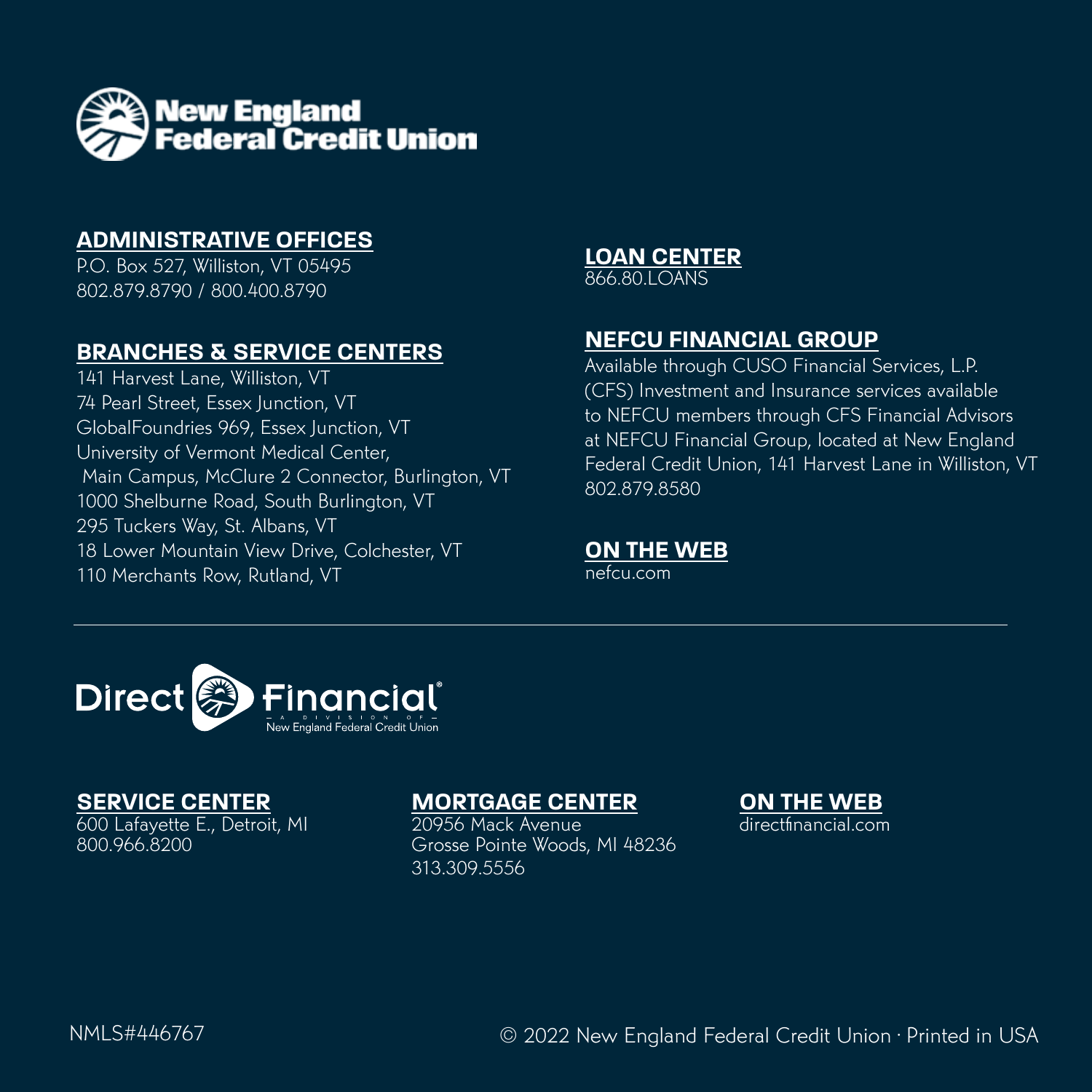New England Federal Credit Union

## ADMINISTRATIVE OFFICES

P.O. Box 527, Williston, VT 05495
802.879.8790 / 800.400.8790

## BRANCHES & SERVICE CENTERS

141 Harvest Lane, Williston, VT
74 Pearl Street, Essex Junction, VT
GlobalFoundries 969, Essex Junction, VT
University of Vermont Medical Center,
Main Campus, McClure 2 Connector, Burlington, VT
1000 Shelburne Road, South Burlington, VT
295 Tuckers Way, St. Albans, VT
18 Lower Mountain View Drive, Colchester, VT
110 Merchants Row, Rutland, VT

## LOAN CENTER

866.80.LOANS

## NEFCU FINANCIAL GROUP

Available through CUSO Financial Services, L.P. (CFS) Investment and Insurance services available to NEFCU members through CFS Financial Advisors at NEFCU Financial Group, located at New England Federal Credit Union, 141 Harvest Lane in Williston, VT
802.879.8580

## ON THE WEB

nefcu.com

---

Direct Financial®
— A DIVISION OF —
New England Federal Credit Union

## SERVICE CENTER

600 Lafayette E., Detroit, MI
800.966.8200

## MORTGAGE CENTER

20956 Mack Avenue
Grosse Pointe Woods, MI 48236
313.309.5556

## ON THE WEB

directfinancial.com

NMLS#446767

© 2022 New England Federal Credit Union · Printed in USA